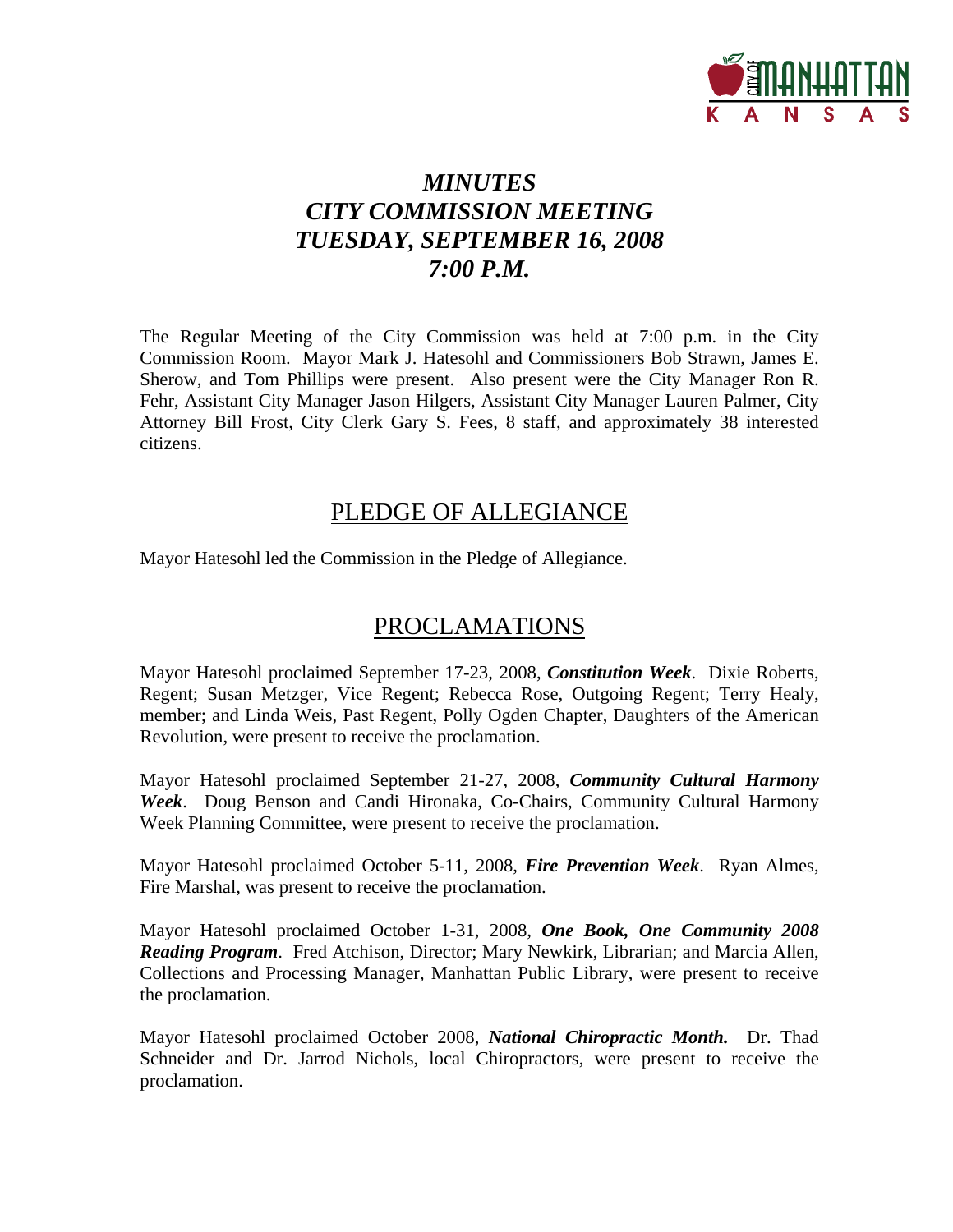# *MINUTES*
# *CITY COMMISSION MEETING*
# *TUESDAY, SEPTEMBER 16, 2008*
# *7:00 P.M.*

The Regular Meeting of the City Commission was held at 7:00 p.m. in the City Commission Room. Mayor Mark J. Hatesohl and Commissioners Bob Strawn, James E. Sherow, and Tom Phillips were present. Also present were the City Manager Ron R. Fehr, Assistant City Manager Jason Hilgers, Assistant City Manager Lauren Palmer, City Attorney Bill Frost, City Clerk Gary S. Fees, 8 staff, and approximately 38 interested citizens.

## PLEDGE OF ALLEGIANCE

Mayor Hatesohl led the Commission in the Pledge of Allegiance.

## PROCLAMATIONS

Mayor Hatesohl proclaimed September 17-23, 2008, ***Constitution Week***. Dixie Roberts, Regent; Susan Metzger, Vice Regent; Rebecca Rose, Outgoing Regent; Terry Healy, member; and Linda Weis, Past Regent, Polly Ogden Chapter, Daughters of the American Revolution, were present to receive the proclamation.

Mayor Hatesohl proclaimed September 21-27, 2008, ***Community Cultural Harmony Week***. Doug Benson and Candi Hironaka, Co-Chairs, Community Cultural Harmony Week Planning Committee, were present to receive the proclamation.

Mayor Hatesohl proclaimed October 5-11, 2008, ***Fire Prevention Week***. Ryan Almes, Fire Marshal, was present to receive the proclamation.

Mayor Hatesohl proclaimed October 1-31, 2008, ***One Book, One Community 2008 Reading Program***. Fred Atchison, Director; Mary Newkirk, Librarian; and Marcia Allen, Collections and Processing Manager, Manhattan Public Library, were present to receive the proclamation.

Mayor Hatesohl proclaimed October 2008, ***National Chiropractic Month.*** Dr. Thad Schneider and Dr. Jarrod Nichols, local Chiropractors, were present to receive the proclamation.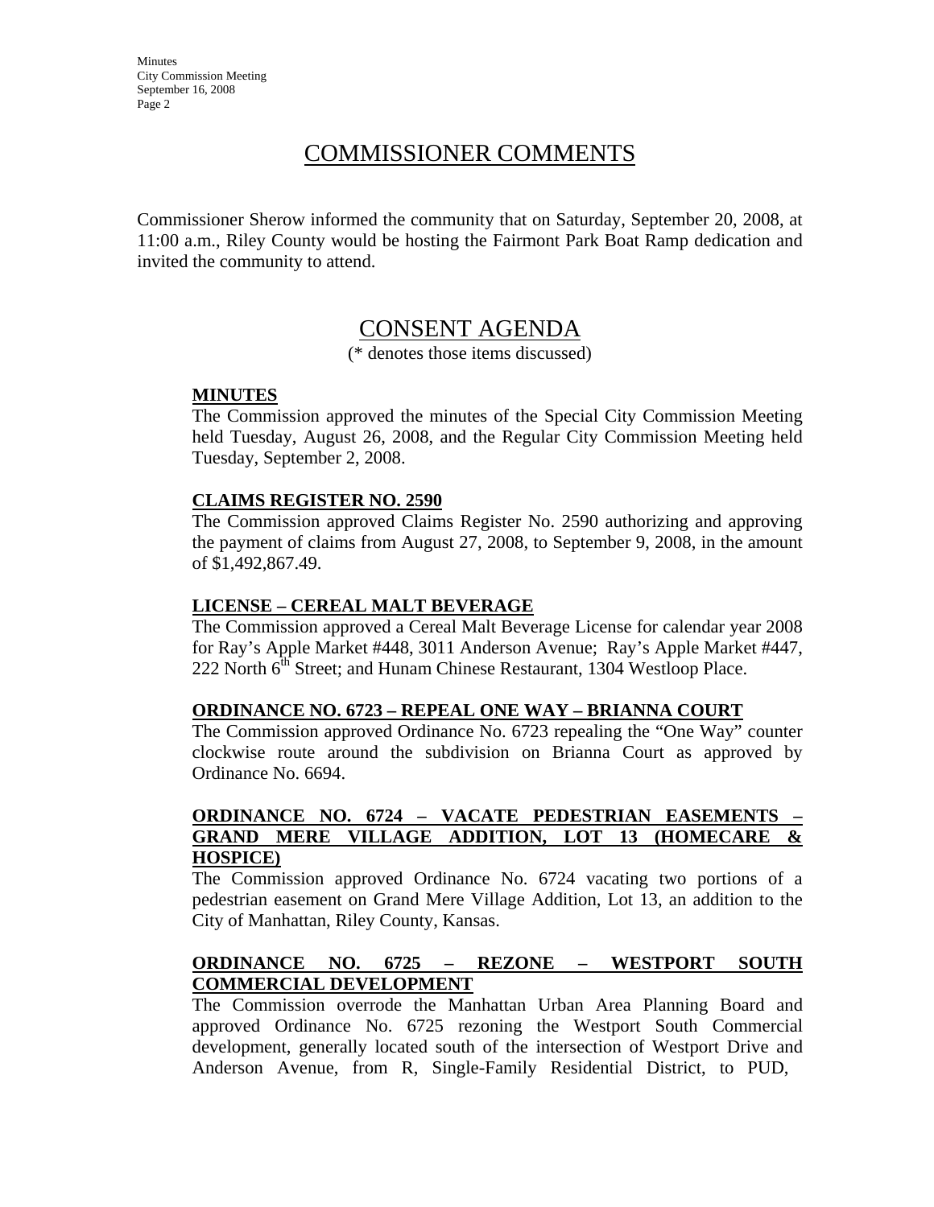# COMMISSIONER COMMENTS

Commissioner Sherow informed the community that on Saturday, September 20, 2008, at 11:00 a.m., Riley County would be hosting the Fairmont Park Boat Ramp dedication and invited the community to attend.

# CONSENT AGENDA

(* denotes those items discussed)

**MINUTES**

The Commission approved the minutes of the Special City Commission Meeting held Tuesday, August 26, 2008, and the Regular City Commission Meeting held Tuesday, September 2, 2008.

**CLAIMS REGISTER NO. 2590**

The Commission approved Claims Register No. 2590 authorizing and approving the payment of claims from August 27, 2008, to September 9, 2008, in the amount of $1,492,867.49.

**LICENSE – CEREAL MALT BEVERAGE**

The Commission approved a Cereal Malt Beverage License for calendar year 2008 for Ray's Apple Market #448, 3011 Anderson Avenue; Ray's Apple Market #447, 222 North 6th Street; and Hunam Chinese Restaurant, 1304 Westloop Place.

**ORDINANCE NO. 6723 – REPEAL ONE WAY – BRIANNA COURT**

The Commission approved Ordinance No. 6723 repealing the "One Way" counter clockwise route around the subdivision on Brianna Court as approved by Ordinance No. 6694.

**ORDINANCE NO. 6724 – VACATE PEDESTRIAN EASEMENTS – GRAND MERE VILLAGE ADDITION, LOT 13 (HOMECARE & HOSPICE)**

The Commission approved Ordinance No. 6724 vacating two portions of a pedestrian easement on Grand Mere Village Addition, Lot 13, an addition to the City of Manhattan, Riley County, Kansas.

**ORDINANCE NO. 6725 – REZONE – WESTPORT SOUTH COMMERCIAL DEVELOPMENT**

The Commission overrode the Manhattan Urban Area Planning Board and approved Ordinance No. 6725 rezoning the Westport South Commercial development, generally located south of the intersection of Westport Drive and Anderson Avenue, from R, Single-Family Residential District, to PUD,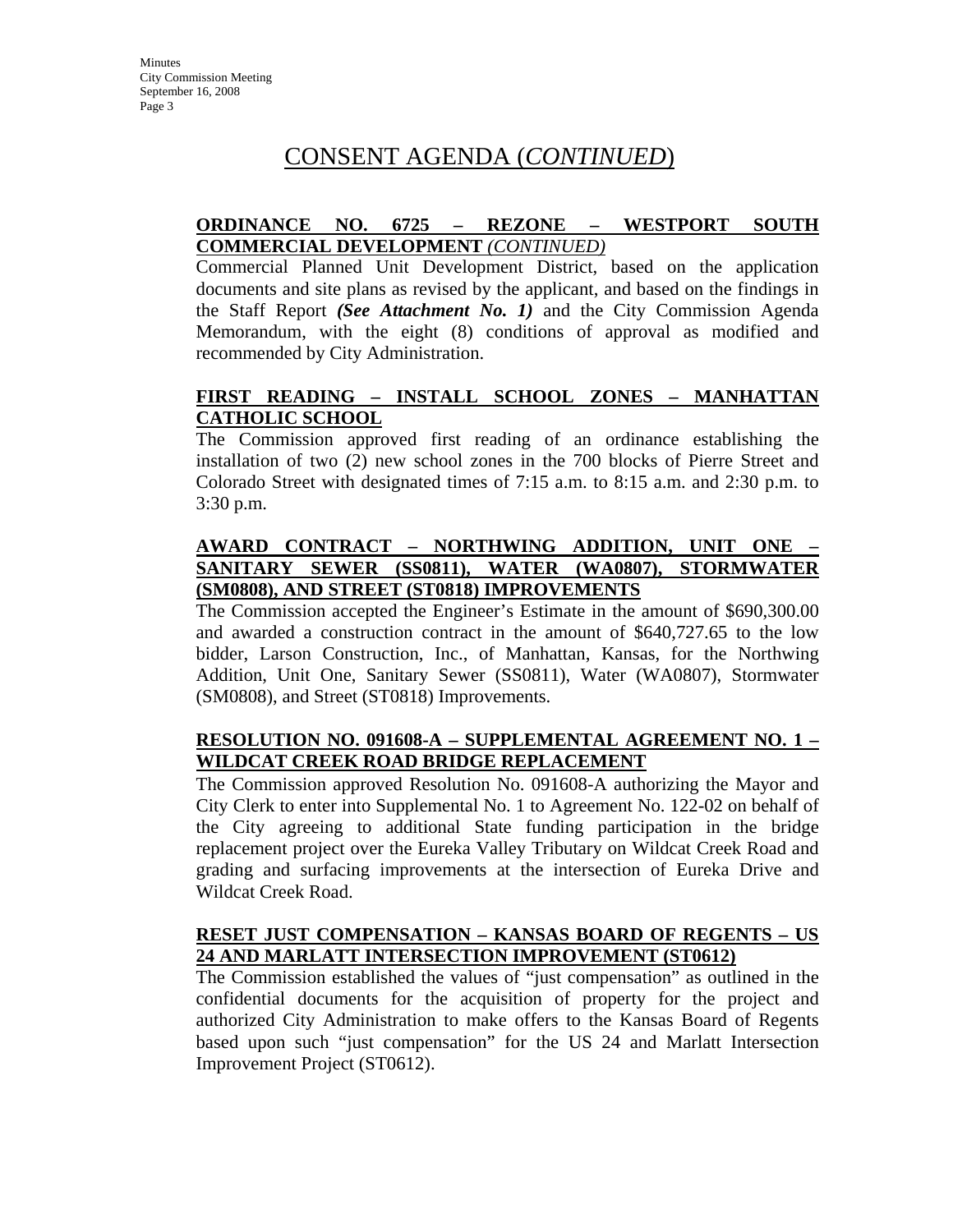# CONSENT AGENDA (*CONTINUED*)

**ORDINANCE NO. 6725 – REZONE – WESTPORT SOUTH COMMERCIAL DEVELOPMENT** *(CONTINUED)*

Commercial Planned Unit Development District, based on the application documents and site plans as revised by the applicant, and based on the findings in the Staff Report ***(See Attachment No. 1)*** and the City Commission Agenda Memorandum, with the eight (8) conditions of approval as modified and recommended by City Administration.

**FIRST READING – INSTALL SCHOOL ZONES – MANHATTAN CATHOLIC SCHOOL**

The Commission approved first reading of an ordinance establishing the installation of two (2) new school zones in the 700 blocks of Pierre Street and Colorado Street with designated times of 7:15 a.m. to 8:15 a.m. and 2:30 p.m. to 3:30 p.m.

**AWARD CONTRACT – NORTHWING ADDITION, UNIT ONE – SANITARY SEWER (SS0811), WATER (WA0807), STORMWATER (SM0808), AND STREET (ST0818) IMPROVEMENTS**

The Commission accepted the Engineer's Estimate in the amount of $690,300.00 and awarded a construction contract in the amount of $640,727.65 to the low bidder, Larson Construction, Inc., of Manhattan, Kansas, for the Northwing Addition, Unit One, Sanitary Sewer (SS0811), Water (WA0807), Stormwater (SM0808), and Street (ST0818) Improvements.

**RESOLUTION NO. 091608-A – SUPPLEMENTAL AGREEMENT NO. 1 – WILDCAT CREEK ROAD BRIDGE REPLACEMENT**

The Commission approved Resolution No. 091608-A authorizing the Mayor and City Clerk to enter into Supplemental No. 1 to Agreement No. 122-02 on behalf of the City agreeing to additional State funding participation in the bridge replacement project over the Eureka Valley Tributary on Wildcat Creek Road and grading and surfacing improvements at the intersection of Eureka Drive and Wildcat Creek Road.

**RESET JUST COMPENSATION – KANSAS BOARD OF REGENTS – US 24 AND MARLATT INTERSECTION IMPROVEMENT (ST0612)**

The Commission established the values of "just compensation" as outlined in the confidential documents for the acquisition of property for the project and authorized City Administration to make offers to the Kansas Board of Regents based upon such "just compensation" for the US 24 and Marlatt Intersection Improvement Project (ST0612).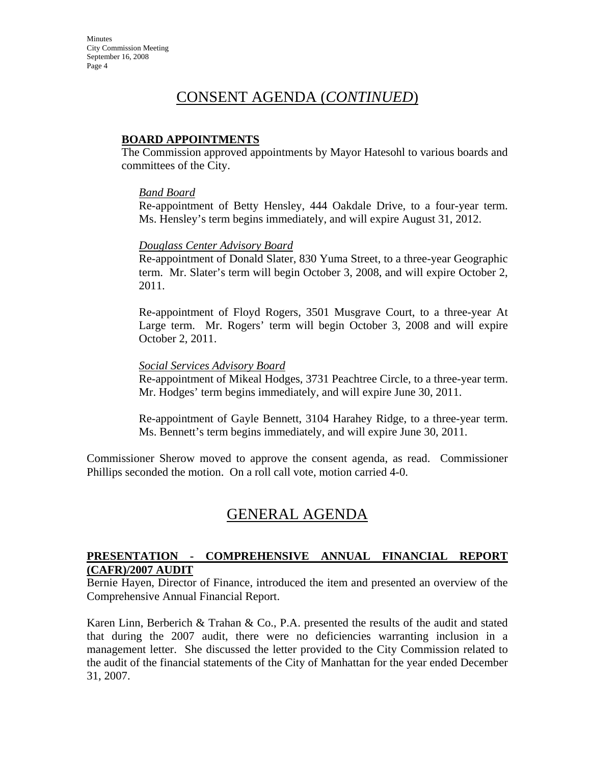## CONSENT AGENDA (*CONTINUED*)

**BOARD APPOINTMENTS**

The Commission approved appointments by Mayor Hatesohl to various boards and committees of the City.

*Band Board*

Re-appointment of Betty Hensley, 444 Oakdale Drive, to a four-year term. Ms. Hensley's term begins immediately, and will expire August 31, 2012.

*Douglass Center Advisory Board*

Re-appointment of Donald Slater, 830 Yuma Street, to a three-year Geographic term. Mr. Slater's term will begin October 3, 2008, and will expire October 2, 2011.

Re-appointment of Floyd Rogers, 3501 Musgrave Court, to a three-year At Large term. Mr. Rogers' term will begin October 3, 2008 and will expire October 2, 2011.

*Social Services Advisory Board*

Re-appointment of Mikeal Hodges, 3731 Peachtree Circle, to a three-year term. Mr. Hodges' term begins immediately, and will expire June 30, 2011.

Re-appointment of Gayle Bennett, 3104 Harahey Ridge, to a three-year term. Ms. Bennett's term begins immediately, and will expire June 30, 2011.

Commissioner Sherow moved to approve the consent agenda, as read. Commissioner Phillips seconded the motion. On a roll call vote, motion carried 4-0.

## GENERAL AGENDA

**PRESENTATION - COMPREHENSIVE ANNUAL FINANCIAL REPORT (CAFR)/2007 AUDIT**

Bernie Hayen, Director of Finance, introduced the item and presented an overview of the Comprehensive Annual Financial Report.

Karen Linn, Berberich & Trahan & Co., P.A. presented the results of the audit and stated that during the 2007 audit, there were no deficiencies warranting inclusion in a management letter. She discussed the letter provided to the City Commission related to the audit of the financial statements of the City of Manhattan for the year ended December 31, 2007.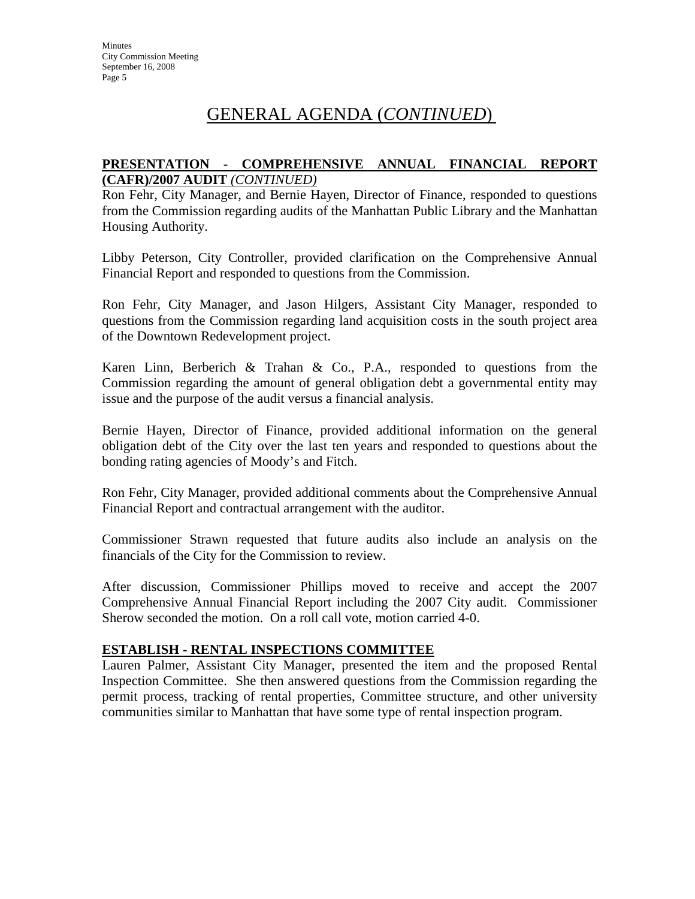# GENERAL AGENDA (*CONTINUED*)

**PRESENTATION - COMPREHENSIVE ANNUAL FINANCIAL REPORT (CAFR)/2007 AUDIT** *(CONTINUED)*

Ron Fehr, City Manager, and Bernie Hayen, Director of Finance, responded to questions from the Commission regarding audits of the Manhattan Public Library and the Manhattan Housing Authority.

Libby Peterson, City Controller, provided clarification on the Comprehensive Annual Financial Report and responded to questions from the Commission.

Ron Fehr, City Manager, and Jason Hilgers, Assistant City Manager, responded to questions from the Commission regarding land acquisition costs in the south project area of the Downtown Redevelopment project.

Karen Linn, Berberich & Trahan & Co., P.A., responded to questions from the Commission regarding the amount of general obligation debt a governmental entity may issue and the purpose of the audit versus a financial analysis.

Bernie Hayen, Director of Finance, provided additional information on the general obligation debt of the City over the last ten years and responded to questions about the bonding rating agencies of Moody's and Fitch.

Ron Fehr, City Manager, provided additional comments about the Comprehensive Annual Financial Report and contractual arrangement with the auditor.

Commissioner Strawn requested that future audits also include an analysis on the financials of the City for the Commission to review.

After discussion, Commissioner Phillips moved to receive and accept the 2007 Comprehensive Annual Financial Report including the 2007 City audit. Commissioner Sherow seconded the motion. On a roll call vote, motion carried 4-0.

**ESTABLISH - RENTAL INSPECTIONS COMMITTEE**

Lauren Palmer, Assistant City Manager, presented the item and the proposed Rental Inspection Committee. She then answered questions from the Commission regarding the permit process, tracking of rental properties, Committee structure, and other university communities similar to Manhattan that have some type of rental inspection program.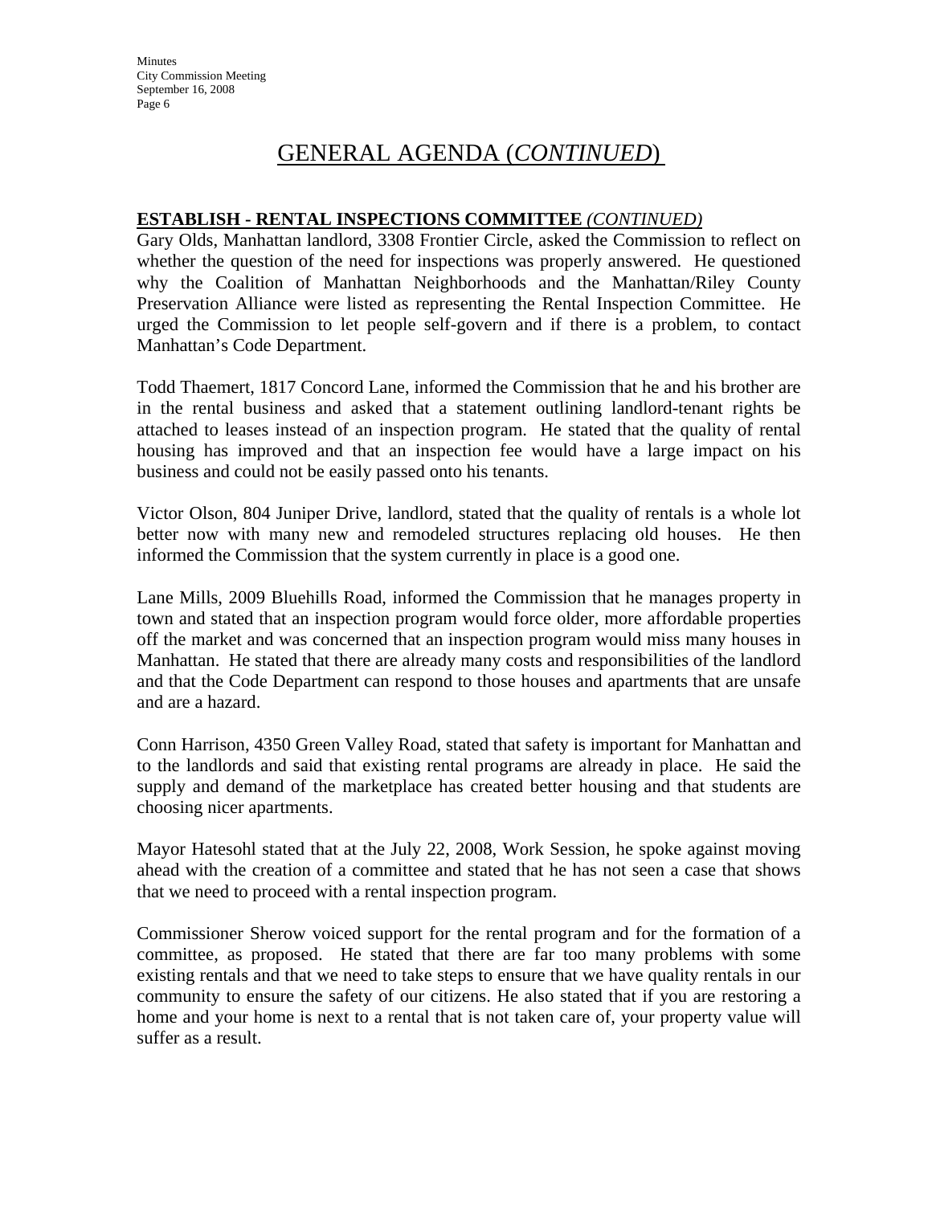# GENERAL AGENDA (*CONTINUED*)

**ESTABLISH - RENTAL INSPECTIONS COMMITTEE** *(CONTINUED)*

Gary Olds, Manhattan landlord, 3308 Frontier Circle, asked the Commission to reflect on whether the question of the need for inspections was properly answered. He questioned why the Coalition of Manhattan Neighborhoods and the Manhattan/Riley County Preservation Alliance were listed as representing the Rental Inspection Committee. He urged the Commission to let people self-govern and if there is a problem, to contact Manhattan's Code Department.

Todd Thaemert, 1817 Concord Lane, informed the Commission that he and his brother are in the rental business and asked that a statement outlining landlord-tenant rights be attached to leases instead of an inspection program. He stated that the quality of rental housing has improved and that an inspection fee would have a large impact on his business and could not be easily passed onto his tenants.

Victor Olson, 804 Juniper Drive, landlord, stated that the quality of rentals is a whole lot better now with many new and remodeled structures replacing old houses. He then informed the Commission that the system currently in place is a good one.

Lane Mills, 2009 Bluehills Road, informed the Commission that he manages property in town and stated that an inspection program would force older, more affordable properties off the market and was concerned that an inspection program would miss many houses in Manhattan. He stated that there are already many costs and responsibilities of the landlord and that the Code Department can respond to those houses and apartments that are unsafe and are a hazard.

Conn Harrison, 4350 Green Valley Road, stated that safety is important for Manhattan and to the landlords and said that existing rental programs are already in place. He said the supply and demand of the marketplace has created better housing and that students are choosing nicer apartments.

Mayor Hatesohl stated that at the July 22, 2008, Work Session, he spoke against moving ahead with the creation of a committee and stated that he has not seen a case that shows that we need to proceed with a rental inspection program.

Commissioner Sherow voiced support for the rental program and for the formation of a committee, as proposed. He stated that there are far too many problems with some existing rentals and that we need to take steps to ensure that we have quality rentals in our community to ensure the safety of our citizens. He also stated that if you are restoring a home and your home is next to a rental that is not taken care of, your property value will suffer as a result.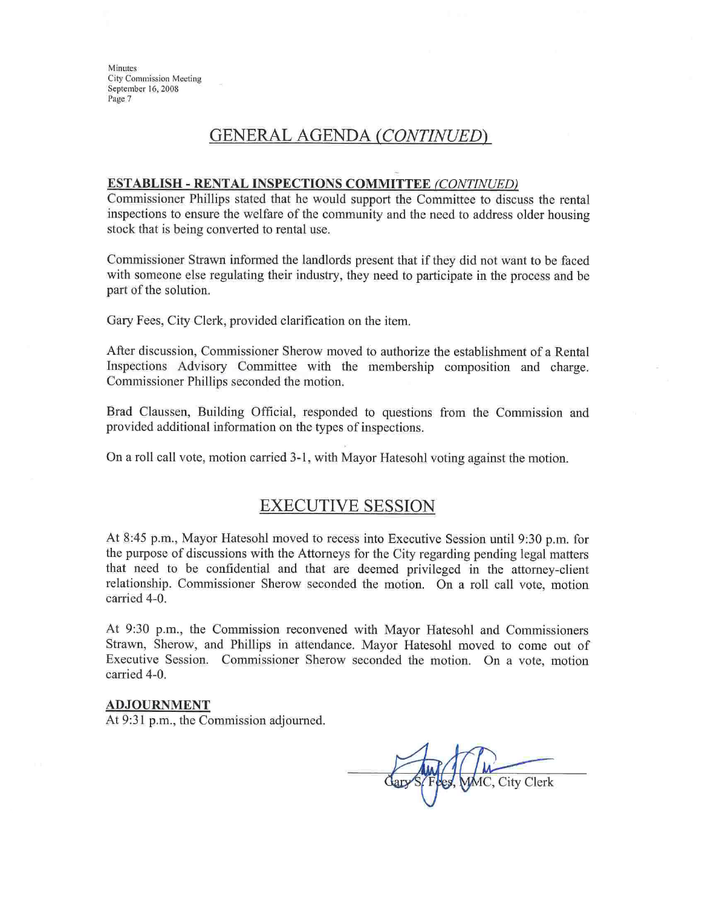## GENERAL AGENDA *(CONTINUED)*

**ESTABLISH - RENTAL INSPECTIONS COMMITTEE** *(CONTINUED)*

Commissioner Phillips stated that he would support the Committee to discuss the rental inspections to ensure the welfare of the community and the need to address older housing stock that is being converted to rental use.

Commissioner Strawn informed the landlords present that if they did not want to be faced with someone else regulating their industry, they need to participate in the process and be part of the solution.

Gary Fees, City Clerk, provided clarification on the item.

After discussion, Commissioner Sherow moved to authorize the establishment of a Rental Inspections Advisory Committee with the membership composition and charge. Commissioner Phillips seconded the motion.

Brad Claussen, Building Official, responded to questions from the Commission and provided additional information on the types of inspections.

On a roll call vote, motion carried 3-1, with Mayor Hatesohl voting against the motion.

## EXECUTIVE SESSION

At 8:45 p.m., Mayor Hatesohl moved to recess into Executive Session until 9:30 p.m. for the purpose of discussions with the Attorneys for the City regarding pending legal matters that need to be confidential and that are deemed privileged in the attorney-client relationship. Commissioner Sherow seconded the motion. On a roll call vote, motion carried 4-0.

At 9:30 p.m., the Commission reconvened with Mayor Hatesohl and Commissioners Strawn, Sherow, and Phillips in attendance. Mayor Hatesohl moved to come out of Executive Session. Commissioner Sherow seconded the motion. On a vote, motion carried 4-0.

**ADJOURNMENT**

At 9:31 p.m., the Commission adjourned.

Gary S. Fees, MMC, City Clerk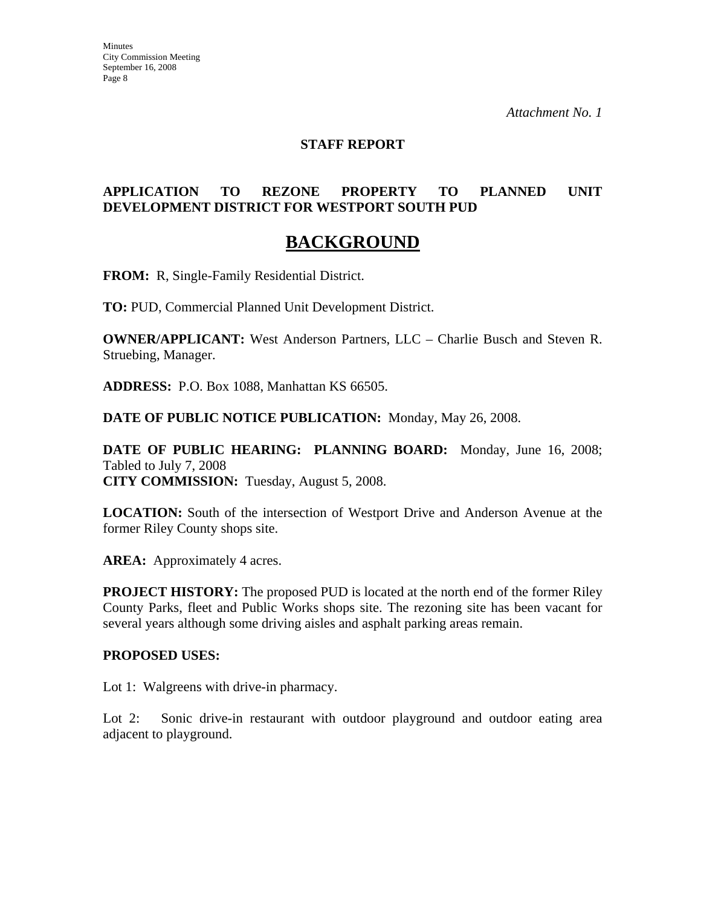*Attachment No. 1*

**STAFF REPORT**

**APPLICATION TO REZONE PROPERTY TO PLANNED UNIT DEVELOPMENT DISTRICT FOR WESTPORT SOUTH PUD**

# BACKGROUND

**FROM:** R, Single-Family Residential District.

**TO:** PUD, Commercial Planned Unit Development District.

**OWNER/APPLICANT:** West Anderson Partners, LLC – Charlie Busch and Steven R. Struebing, Manager.

**ADDRESS:** P.O. Box 1088, Manhattan KS 66505.

**DATE OF PUBLIC NOTICE PUBLICATION:** Monday, May 26, 2008.

**DATE OF PUBLIC HEARING: PLANNING BOARD:** Monday, June 16, 2008; Tabled to July 7, 2008
**CITY COMMISSION:** Tuesday, August 5, 2008.

**LOCATION:** South of the intersection of Westport Drive and Anderson Avenue at the former Riley County shops site.

**AREA:** Approximately 4 acres.

**PROJECT HISTORY:** The proposed PUD is located at the north end of the former Riley County Parks, fleet and Public Works shops site. The rezoning site has been vacant for several years although some driving aisles and asphalt parking areas remain.

**PROPOSED USES:**

Lot 1: Walgreens with drive-in pharmacy.

Lot 2: Sonic drive-in restaurant with outdoor playground and outdoor eating area adjacent to playground.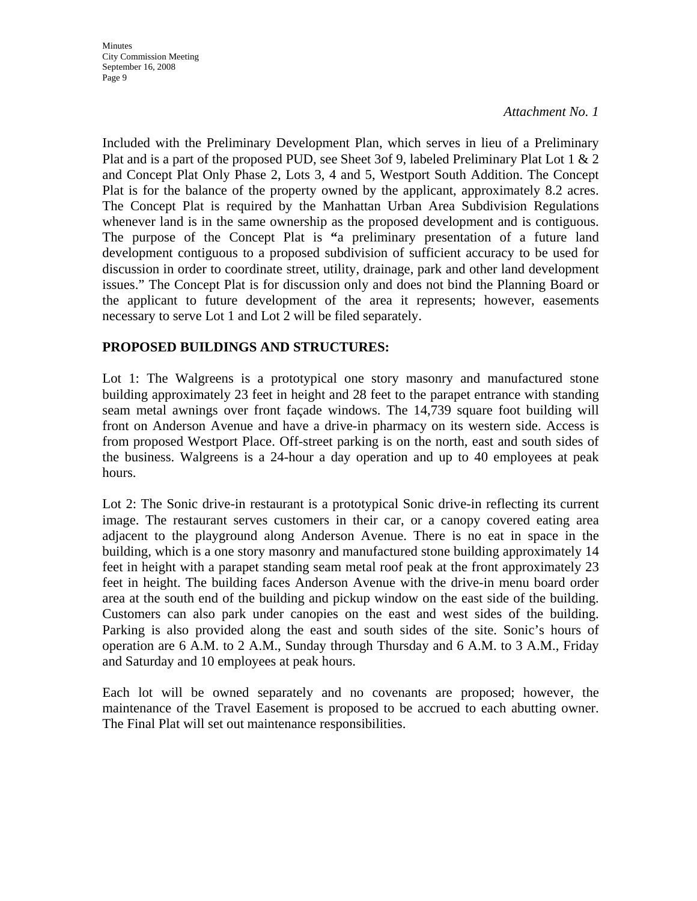*Attachment No. 1*

Included with the Preliminary Development Plan, which serves in lieu of a Preliminary Plat and is a part of the proposed PUD, see Sheet 3of 9, labeled Preliminary Plat Lot 1 & 2 and Concept Plat Only Phase 2, Lots 3, 4 and 5, Westport South Addition. The Concept Plat is for the balance of the property owned by the applicant, approximately 8.2 acres. The Concept Plat is required by the Manhattan Urban Area Subdivision Regulations whenever land is in the same ownership as the proposed development and is contiguous. The purpose of the Concept Plat is **"**a preliminary presentation of a future land development contiguous to a proposed subdivision of sufficient accuracy to be used for discussion in order to coordinate street, utility, drainage, park and other land development issues." The Concept Plat is for discussion only and does not bind the Planning Board or the applicant to future development of the area it represents; however, easements necessary to serve Lot 1 and Lot 2 will be filed separately.

**PROPOSED BUILDINGS AND STRUCTURES:**

Lot 1: The Walgreens is a prototypical one story masonry and manufactured stone building approximately 23 feet in height and 28 feet to the parapet entrance with standing seam metal awnings over front façade windows. The 14,739 square foot building will front on Anderson Avenue and have a drive-in pharmacy on its western side. Access is from proposed Westport Place. Off-street parking is on the north, east and south sides of the business. Walgreens is a 24-hour a day operation and up to 40 employees at peak hours.

Lot 2: The Sonic drive-in restaurant is a prototypical Sonic drive-in reflecting its current image. The restaurant serves customers in their car, or a canopy covered eating area adjacent to the playground along Anderson Avenue. There is no eat in space in the building, which is a one story masonry and manufactured stone building approximately 14 feet in height with a parapet standing seam metal roof peak at the front approximately 23 feet in height. The building faces Anderson Avenue with the drive-in menu board order area at the south end of the building and pickup window on the east side of the building. Customers can also park under canopies on the east and west sides of the building. Parking is also provided along the east and south sides of the site. Sonic's hours of operation are 6 A.M. to 2 A.M., Sunday through Thursday and 6 A.M. to 3 A.M., Friday and Saturday and 10 employees at peak hours.

Each lot will be owned separately and no covenants are proposed; however, the maintenance of the Travel Easement is proposed to be accrued to each abutting owner. The Final Plat will set out maintenance responsibilities.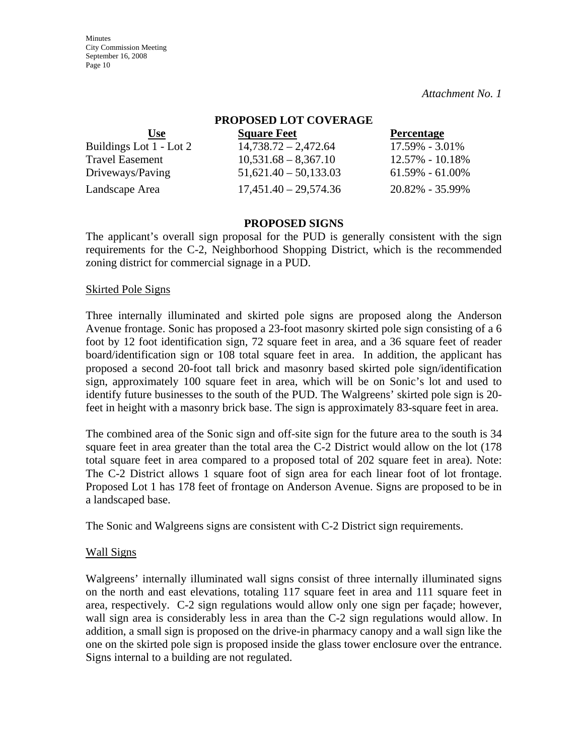*Attachment No. 1*

**PROPOSED LOT COVERAGE**

| Use | Square Feet | Percentage |
|---|---|---|
| Buildings Lot 1 - Lot 2 | 14,738.72 – 2,472.64 | 17.59% - 3.01% |
| Travel Easement | 10,531.68 – 8,367.10 | 12.57% - 10.18% |
| Driveways/Paving | 51,621.40 – 50,133.03 | 61.59% - 61.00% |
| Landscape Area | 17,451.40 – 29,574.36 | 20.82% - 35.99% |

**PROPOSED SIGNS**

The applicant's overall sign proposal for the PUD is generally consistent with the sign requirements for the C-2, Neighborhood Shopping District, which is the recommended zoning district for commercial signage in a PUD.

Skirted Pole Signs

Three internally illuminated and skirted pole signs are proposed along the Anderson Avenue frontage. Sonic has proposed a 23-foot masonry skirted pole sign consisting of a 6 foot by 12 foot identification sign, 72 square feet in area, and a 36 square feet of reader board/identification sign or 108 total square feet in area. In addition, the applicant has proposed a second 20-foot tall brick and masonry based skirted pole sign/identification sign, approximately 100 square feet in area, which will be on Sonic's lot and used to identify future businesses to the south of the PUD. The Walgreens' skirted pole sign is 20-feet in height with a masonry brick base. The sign is approximately 83-square feet in area.

The combined area of the Sonic sign and off-site sign for the future area to the south is 34 square feet in area greater than the total area the C-2 District would allow on the lot (178 total square feet in area compared to a proposed total of 202 square feet in area). Note: The C-2 District allows 1 square foot of sign area for each linear foot of lot frontage. Proposed Lot 1 has 178 feet of frontage on Anderson Avenue. Signs are proposed to be in a landscaped base.

The Sonic and Walgreens signs are consistent with C-2 District sign requirements.

Wall Signs

Walgreens' internally illuminated wall signs consist of three internally illuminated signs on the north and east elevations, totaling 117 square feet in area and 111 square feet in area, respectively. C-2 sign regulations would allow only one sign per façade; however, wall sign area is considerably less in area than the C-2 sign regulations would allow. In addition, a small sign is proposed on the drive-in pharmacy canopy and a wall sign like the one on the skirted pole sign is proposed inside the glass tower enclosure over the entrance. Signs internal to a building are not regulated.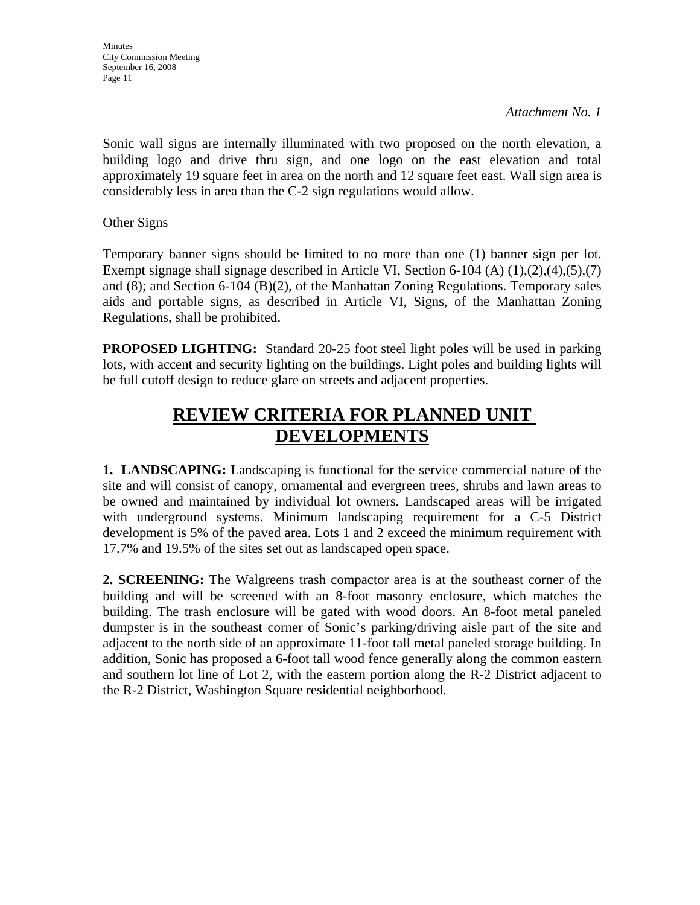*Attachment No. 1*

Sonic wall signs are internally illuminated with two proposed on the north elevation, a building logo and drive thru sign, and one logo on the east elevation and total approximately 19 square feet in area on the north and 12 square feet east. Wall sign area is considerably less in area than the C-2 sign regulations would allow.

Other Signs

Temporary banner signs should be limited to no more than one (1) banner sign per lot. Exempt signage shall signage described in Article VI, Section 6-104 (A) (1),(2),(4),(5),(7) and (8); and Section 6-104 (B)(2), of the Manhattan Zoning Regulations. Temporary sales aids and portable signs, as described in Article VI, Signs, of the Manhattan Zoning Regulations, shall be prohibited.

**PROPOSED LIGHTING:** Standard 20-25 foot steel light poles will be used in parking lots, with accent and security lighting on the buildings. Light poles and building lights will be full cutoff design to reduce glare on streets and adjacent properties.

# REVIEW CRITERIA FOR PLANNED UNIT DEVELOPMENTS

**1. LANDSCAPING:** Landscaping is functional for the service commercial nature of the site and will consist of canopy, ornamental and evergreen trees, shrubs and lawn areas to be owned and maintained by individual lot owners. Landscaped areas will be irrigated with underground systems. Minimum landscaping requirement for a C-5 District development is 5% of the paved area. Lots 1 and 2 exceed the minimum requirement with 17.7% and 19.5% of the sites set out as landscaped open space.

**2. SCREENING:** The Walgreens trash compactor area is at the southeast corner of the building and will be screened with an 8-foot masonry enclosure, which matches the building. The trash enclosure will be gated with wood doors. An 8-foot metal paneled dumpster is in the southeast corner of Sonic's parking/driving aisle part of the site and adjacent to the north side of an approximate 11-foot tall metal paneled storage building. In addition, Sonic has proposed a 6-foot tall wood fence generally along the common eastern and southern lot line of Lot 2, with the eastern portion along the R-2 District adjacent to the R-2 District, Washington Square residential neighborhood.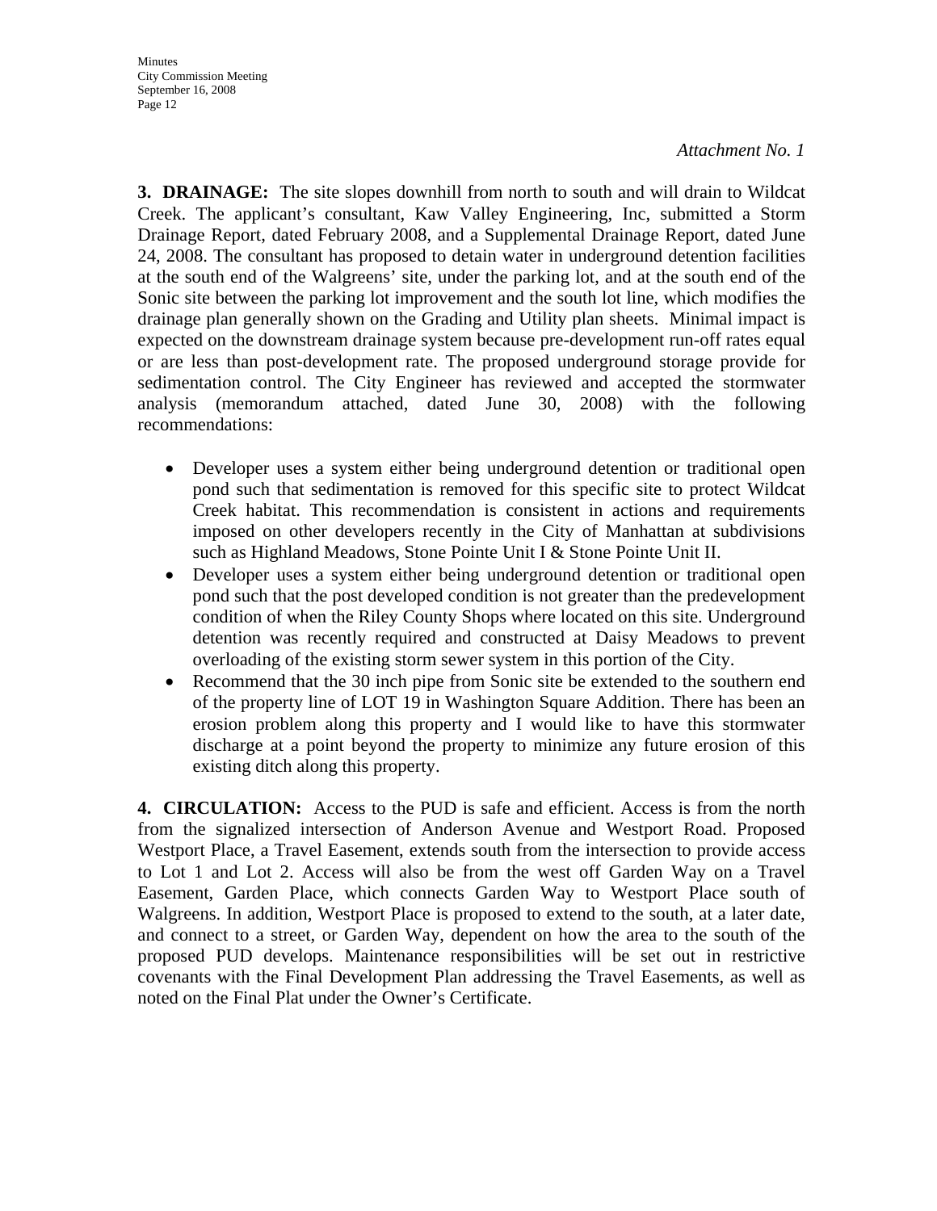*Attachment No. 1*

**3. DRAINAGE:** The site slopes downhill from north to south and will drain to Wildcat Creek. The applicant's consultant, Kaw Valley Engineering, Inc, submitted a Storm Drainage Report, dated February 2008, and a Supplemental Drainage Report, dated June 24, 2008. The consultant has proposed to detain water in underground detention facilities at the south end of the Walgreens' site, under the parking lot, and at the south end of the Sonic site between the parking lot improvement and the south lot line, which modifies the drainage plan generally shown on the Grading and Utility plan sheets. Minimal impact is expected on the downstream drainage system because pre-development run-off rates equal or are less than post-development rate. The proposed underground storage provide for sedimentation control. The City Engineer has reviewed and accepted the stormwater analysis (memorandum attached, dated June 30, 2008) with the following recommendations:

- Developer uses a system either being underground detention or traditional open pond such that sedimentation is removed for this specific site to protect Wildcat Creek habitat. This recommendation is consistent in actions and requirements imposed on other developers recently in the City of Manhattan at subdivisions such as Highland Meadows, Stone Pointe Unit I & Stone Pointe Unit II.
- Developer uses a system either being underground detention or traditional open pond such that the post developed condition is not greater than the predevelopment condition of when the Riley County Shops where located on this site. Underground detention was recently required and constructed at Daisy Meadows to prevent overloading of the existing storm sewer system in this portion of the City.
- Recommend that the 30 inch pipe from Sonic site be extended to the southern end of the property line of LOT 19 in Washington Square Addition. There has been an erosion problem along this property and I would like to have this stormwater discharge at a point beyond the property to minimize any future erosion of this existing ditch along this property.

**4. CIRCULATION:** Access to the PUD is safe and efficient. Access is from the north from the signalized intersection of Anderson Avenue and Westport Road. Proposed Westport Place, a Travel Easement, extends south from the intersection to provide access to Lot 1 and Lot 2. Access will also be from the west off Garden Way on a Travel Easement, Garden Place, which connects Garden Way to Westport Place south of Walgreens. In addition, Westport Place is proposed to extend to the south, at a later date, and connect to a street, or Garden Way, dependent on how the area to the south of the proposed PUD develops. Maintenance responsibilities will be set out in restrictive covenants with the Final Development Plan addressing the Travel Easements, as well as noted on the Final Plat under the Owner's Certificate.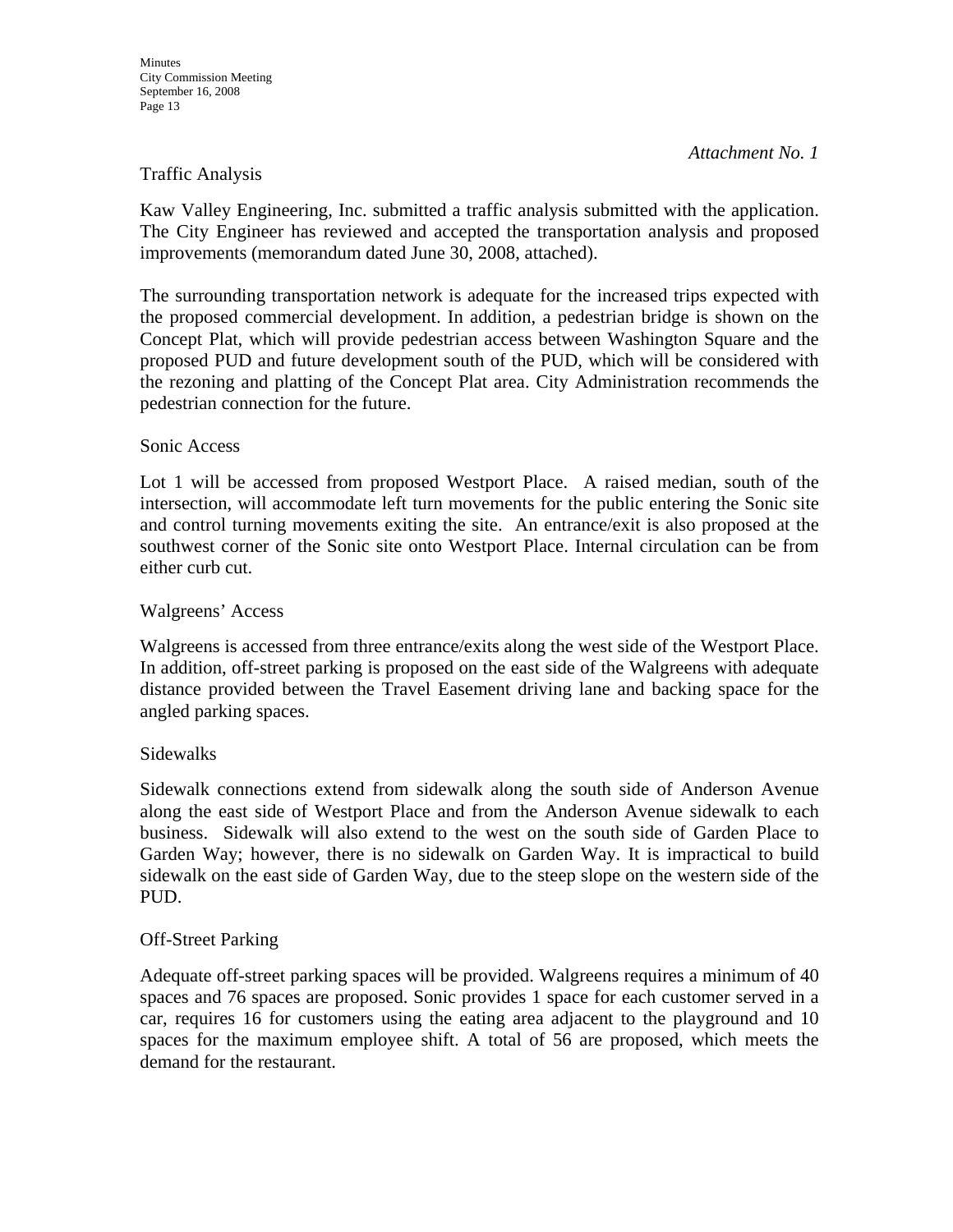*Attachment No. 1*

Traffic Analysis

Kaw Valley Engineering, Inc. submitted a traffic analysis submitted with the application. The City Engineer has reviewed and accepted the transportation analysis and proposed improvements (memorandum dated June 30, 2008, attached).

The surrounding transportation network is adequate for the increased trips expected with the proposed commercial development. In addition, a pedestrian bridge is shown on the Concept Plat, which will provide pedestrian access between Washington Square and the proposed PUD and future development south of the PUD, which will be considered with the rezoning and platting of the Concept Plat area. City Administration recommends the pedestrian connection for the future.

Sonic Access

Lot 1 will be accessed from proposed Westport Place. A raised median, south of the intersection, will accommodate left turn movements for the public entering the Sonic site and control turning movements exiting the site. An entrance/exit is also proposed at the southwest corner of the Sonic site onto Westport Place. Internal circulation can be from either curb cut.

Walgreens' Access

Walgreens is accessed from three entrance/exits along the west side of the Westport Place. In addition, off-street parking is proposed on the east side of the Walgreens with adequate distance provided between the Travel Easement driving lane and backing space for the angled parking spaces.

Sidewalks

Sidewalk connections extend from sidewalk along the south side of Anderson Avenue along the east side of Westport Place and from the Anderson Avenue sidewalk to each business. Sidewalk will also extend to the west on the south side of Garden Place to Garden Way; however, there is no sidewalk on Garden Way. It is impractical to build sidewalk on the east side of Garden Way, due to the steep slope on the western side of the PUD.

Off-Street Parking

Adequate off-street parking spaces will be provided. Walgreens requires a minimum of 40 spaces and 76 spaces are proposed. Sonic provides 1 space for each customer served in a car, requires 16 for customers using the eating area adjacent to the playground and 10 spaces for the maximum employee shift. A total of 56 are proposed, which meets the demand for the restaurant.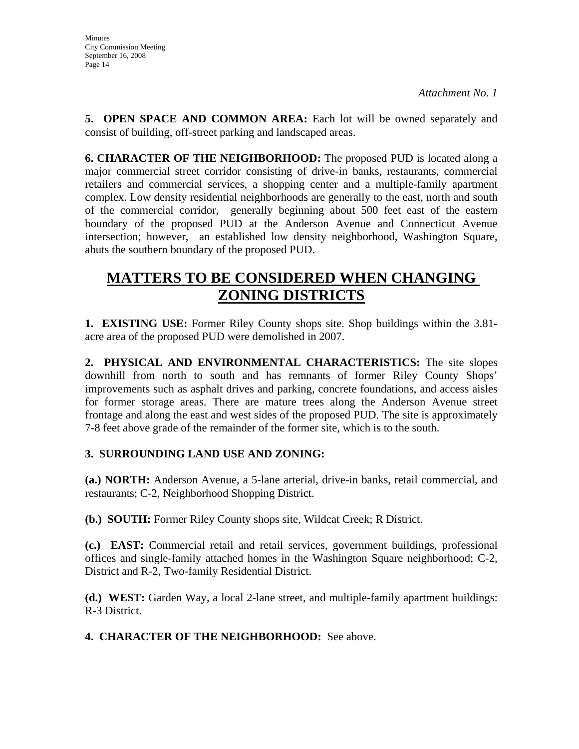*Attachment No. 1*

**5. OPEN SPACE AND COMMON AREA:** Each lot will be owned separately and consist of building, off-street parking and landscaped areas.

**6. CHARACTER OF THE NEIGHBORHOOD:** The proposed PUD is located along a major commercial street corridor consisting of drive-in banks, restaurants, commercial retailers and commercial services, a shopping center and a multiple-family apartment complex. Low density residential neighborhoods are generally to the east, north and south of the commercial corridor, generally beginning about 500 feet east of the eastern boundary of the proposed PUD at the Anderson Avenue and Connecticut Avenue intersection; however, an established low density neighborhood, Washington Square, abuts the southern boundary of the proposed PUD.

# MATTERS TO BE CONSIDERED WHEN CHANGING ZONING DISTRICTS

**1. EXISTING USE:** Former Riley County shops site. Shop buildings within the 3.81-acre area of the proposed PUD were demolished in 2007.

**2. PHYSICAL AND ENVIRONMENTAL CHARACTERISTICS:** The site slopes downhill from north to south and has remnants of former Riley County Shops' improvements such as asphalt drives and parking, concrete foundations, and access aisles for former storage areas. There are mature trees along the Anderson Avenue street frontage and along the east and west sides of the proposed PUD. The site is approximately 7-8 feet above grade of the remainder of the former site, which is to the south.

**3. SURROUNDING LAND USE AND ZONING:**

**(a.) NORTH:** Anderson Avenue, a 5-lane arterial, drive-in banks, retail commercial, and restaurants; C-2, Neighborhood Shopping District.

**(b.) SOUTH:** Former Riley County shops site, Wildcat Creek; R District.

**(c.) EAST:** Commercial retail and retail services, government buildings, professional offices and single-family attached homes in the Washington Square neighborhood; C-2, District and R-2, Two-family Residential District.

**(d.) WEST:** Garden Way, a local 2-lane street, and multiple-family apartment buildings: R-3 District.

**4. CHARACTER OF THE NEIGHBORHOOD:** See above.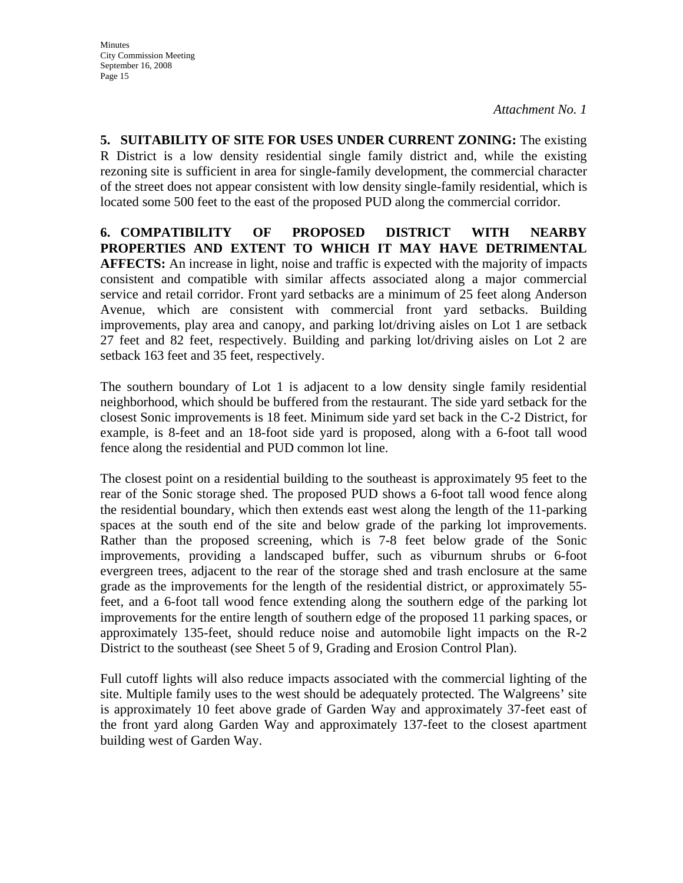*Attachment No. 1*

**5. SUITABILITY OF SITE FOR USES UNDER CURRENT ZONING:** The existing R District is a low density residential single family district and, while the existing rezoning site is sufficient in area for single-family development, the commercial character of the street does not appear consistent with low density single-family residential, which is located some 500 feet to the east of the proposed PUD along the commercial corridor.

**6. COMPATIBILITY OF PROPOSED DISTRICT WITH NEARBY PROPERTIES AND EXTENT TO WHICH IT MAY HAVE DETRIMENTAL AFFECTS:** An increase in light, noise and traffic is expected with the majority of impacts consistent and compatible with similar affects associated along a major commercial service and retail corridor. Front yard setbacks are a minimum of 25 feet along Anderson Avenue, which are consistent with commercial front yard setbacks. Building improvements, play area and canopy, and parking lot/driving aisles on Lot 1 are setback 27 feet and 82 feet, respectively. Building and parking lot/driving aisles on Lot 2 are setback 163 feet and 35 feet, respectively.

The southern boundary of Lot 1 is adjacent to a low density single family residential neighborhood, which should be buffered from the restaurant. The side yard setback for the closest Sonic improvements is 18 feet. Minimum side yard set back in the C-2 District, for example, is 8-feet and an 18-foot side yard is proposed, along with a 6-foot tall wood fence along the residential and PUD common lot line.

The closest point on a residential building to the southeast is approximately 95 feet to the rear of the Sonic storage shed. The proposed PUD shows a 6-foot tall wood fence along the residential boundary, which then extends east west along the length of the 11-parking spaces at the south end of the site and below grade of the parking lot improvements. Rather than the proposed screening, which is 7-8 feet below grade of the Sonic improvements, providing a landscaped buffer, such as viburnum shrubs or 6-foot evergreen trees, adjacent to the rear of the storage shed and trash enclosure at the same grade as the improvements for the length of the residential district, or approximately 55-feet, and a 6-foot tall wood fence extending along the southern edge of the parking lot improvements for the entire length of southern edge of the proposed 11 parking spaces, or approximately 135-feet, should reduce noise and automobile light impacts on the R-2 District to the southeast (see Sheet 5 of 9, Grading and Erosion Control Plan).

Full cutoff lights will also reduce impacts associated with the commercial lighting of the site. Multiple family uses to the west should be adequately protected. The Walgreens' site is approximately 10 feet above grade of Garden Way and approximately 37-feet east of the front yard along Garden Way and approximately 137-feet to the closest apartment building west of Garden Way.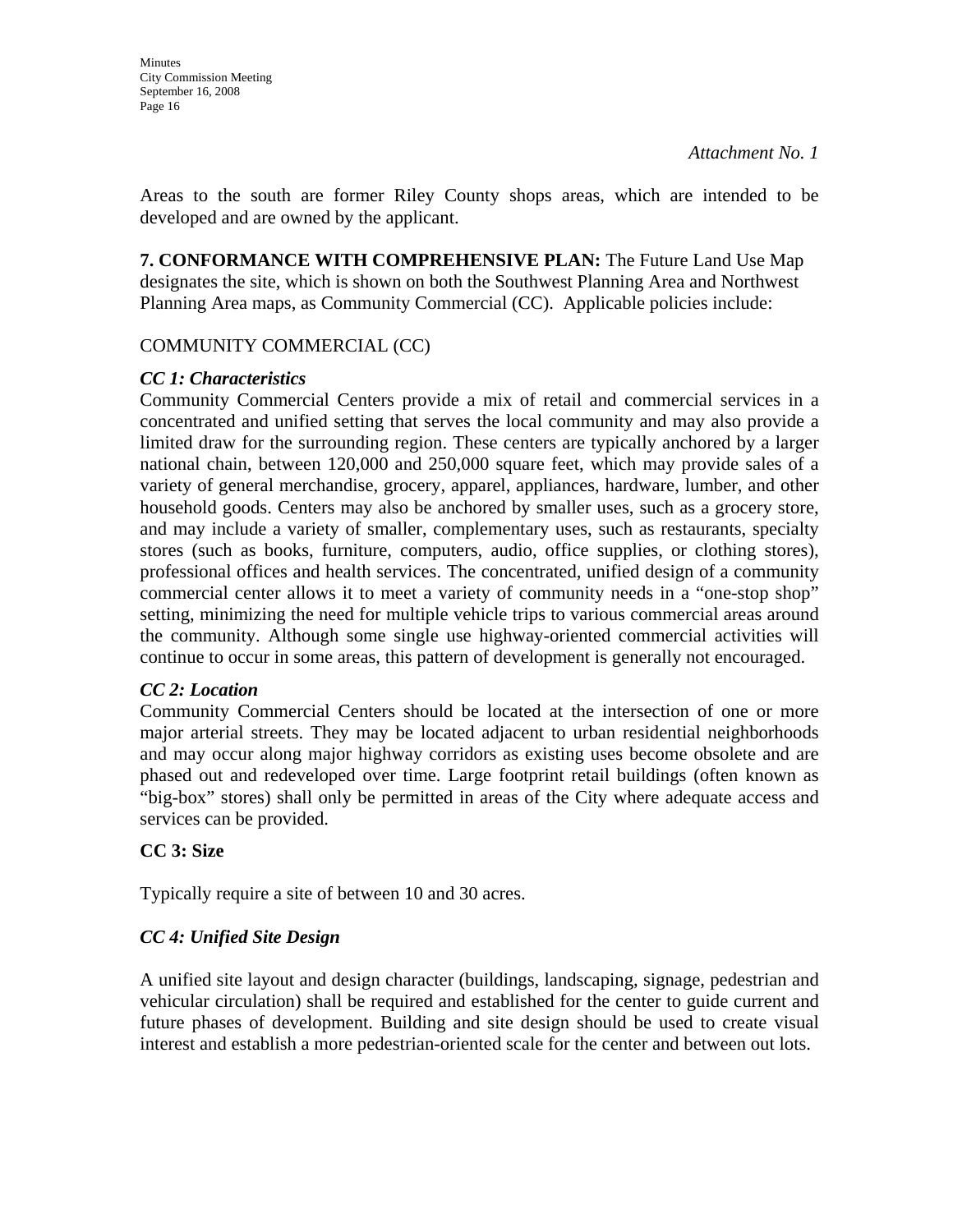*Attachment No. 1*

Areas to the south are former Riley County shops areas, which are intended to be developed and are owned by the applicant.

**7. CONFORMANCE WITH COMPREHENSIVE PLAN:** The Future Land Use Map designates the site, which is shown on both the Southwest Planning Area and Northwest Planning Area maps, as Community Commercial (CC). Applicable policies include:

COMMUNITY COMMERCIAL (CC)

***CC 1: Characteristics***

Community Commercial Centers provide a mix of retail and commercial services in a concentrated and unified setting that serves the local community and may also provide a limited draw for the surrounding region. These centers are typically anchored by a larger national chain, between 120,000 and 250,000 square feet, which may provide sales of a variety of general merchandise, grocery, apparel, appliances, hardware, lumber, and other household goods. Centers may also be anchored by smaller uses, such as a grocery store, and may include a variety of smaller, complementary uses, such as restaurants, specialty stores (such as books, furniture, computers, audio, office supplies, or clothing stores), professional offices and health services. The concentrated, unified design of a community commercial center allows it to meet a variety of community needs in a "one-stop shop" setting, minimizing the need for multiple vehicle trips to various commercial areas around the community. Although some single use highway-oriented commercial activities will continue to occur in some areas, this pattern of development is generally not encouraged.

***CC 2: Location***

Community Commercial Centers should be located at the intersection of one or more major arterial streets. They may be located adjacent to urban residential neighborhoods and may occur along major highway corridors as existing uses become obsolete and are phased out and redeveloped over time. Large footprint retail buildings (often known as "big-box" stores) shall only be permitted in areas of the City where adequate access and services can be provided.

**CC 3: Size**

Typically require a site of between 10 and 30 acres.

***CC 4: Unified Site Design***

A unified site layout and design character (buildings, landscaping, signage, pedestrian and vehicular circulation) shall be required and established for the center to guide current and future phases of development. Building and site design should be used to create visual interest and establish a more pedestrian-oriented scale for the center and between out lots.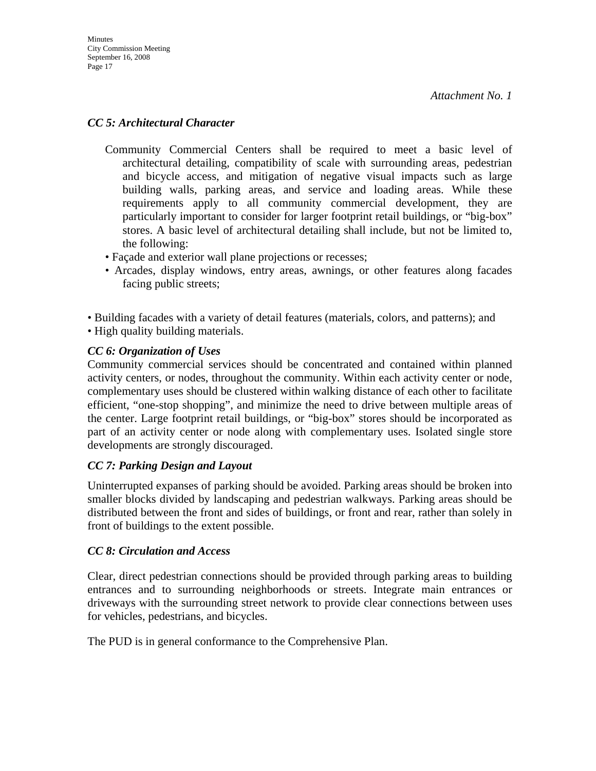*Attachment No. 1*

***CC 5: Architectural Character***

Community Commercial Centers shall be required to meet a basic level of architectural detailing, compatibility of scale with surrounding areas, pedestrian and bicycle access, and mitigation of negative visual impacts such as large building walls, parking areas, and service and loading areas. While these requirements apply to all community commercial development, they are particularly important to consider for larger footprint retail buildings, or "big-box" stores. A basic level of architectural detailing shall include, but not be limited to, the following:

- Façade and exterior wall plane projections or recesses;
- Arcades, display windows, entry areas, awnings, or other features along facades facing public streets;
- Building facades with a variety of detail features (materials, colors, and patterns); and
- High quality building materials.

***CC 6: Organization of Uses***

Community commercial services should be concentrated and contained within planned activity centers, or nodes, throughout the community. Within each activity center or node, complementary uses should be clustered within walking distance of each other to facilitate efficient, "one-stop shopping", and minimize the need to drive between multiple areas of the center. Large footprint retail buildings, or "big-box" stores should be incorporated as part of an activity center or node along with complementary uses. Isolated single store developments are strongly discouraged.

***CC 7: Parking Design and Layout***

Uninterrupted expanses of parking should be avoided. Parking areas should be broken into smaller blocks divided by landscaping and pedestrian walkways. Parking areas should be distributed between the front and sides of buildings, or front and rear, rather than solely in front of buildings to the extent possible.

***CC 8: Circulation and Access***

Clear, direct pedestrian connections should be provided through parking areas to building entrances and to surrounding neighborhoods or streets. Integrate main entrances or driveways with the surrounding street network to provide clear connections between uses for vehicles, pedestrians, and bicycles.

The PUD is in general conformance to the Comprehensive Plan.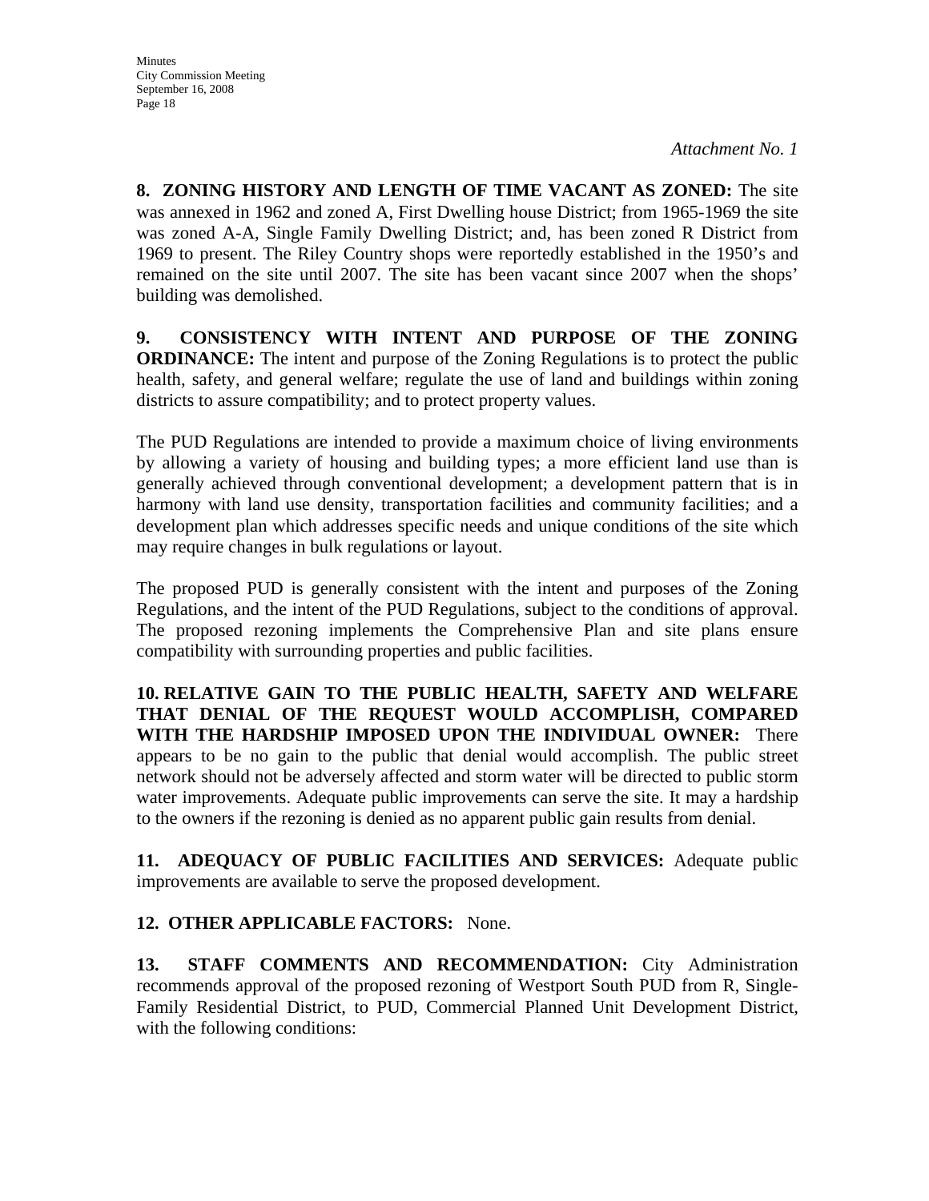*Attachment No. 1*

**8. ZONING HISTORY AND LENGTH OF TIME VACANT AS ZONED:** The site was annexed in 1962 and zoned A, First Dwelling house District; from 1965-1969 the site was zoned A-A, Single Family Dwelling District; and, has been zoned R District from 1969 to present. The Riley Country shops were reportedly established in the 1950's and remained on the site until 2007. The site has been vacant since 2007 when the shops' building was demolished.

**9. CONSISTENCY WITH INTENT AND PURPOSE OF THE ZONING ORDINANCE:** The intent and purpose of the Zoning Regulations is to protect the public health, safety, and general welfare; regulate the use of land and buildings within zoning districts to assure compatibility; and to protect property values.

The PUD Regulations are intended to provide a maximum choice of living environments by allowing a variety of housing and building types; a more efficient land use than is generally achieved through conventional development; a development pattern that is in harmony with land use density, transportation facilities and community facilities; and a development plan which addresses specific needs and unique conditions of the site which may require changes in bulk regulations or layout.

The proposed PUD is generally consistent with the intent and purposes of the Zoning Regulations, and the intent of the PUD Regulations, subject to the conditions of approval. The proposed rezoning implements the Comprehensive Plan and site plans ensure compatibility with surrounding properties and public facilities.

**10. RELATIVE GAIN TO THE PUBLIC HEALTH, SAFETY AND WELFARE THAT DENIAL OF THE REQUEST WOULD ACCOMPLISH, COMPARED WITH THE HARDSHIP IMPOSED UPON THE INDIVIDUAL OWNER:** There appears to be no gain to the public that denial would accomplish. The public street network should not be adversely affected and storm water will be directed to public storm water improvements. Adequate public improvements can serve the site. It may a hardship to the owners if the rezoning is denied as no apparent public gain results from denial.

**11. ADEQUACY OF PUBLIC FACILITIES AND SERVICES:** Adequate public improvements are available to serve the proposed development.

**12. OTHER APPLICABLE FACTORS:** None.

**13. STAFF COMMENTS AND RECOMMENDATION:** City Administration recommends approval of the proposed rezoning of Westport South PUD from R, Single-Family Residential District, to PUD, Commercial Planned Unit Development District, with the following conditions: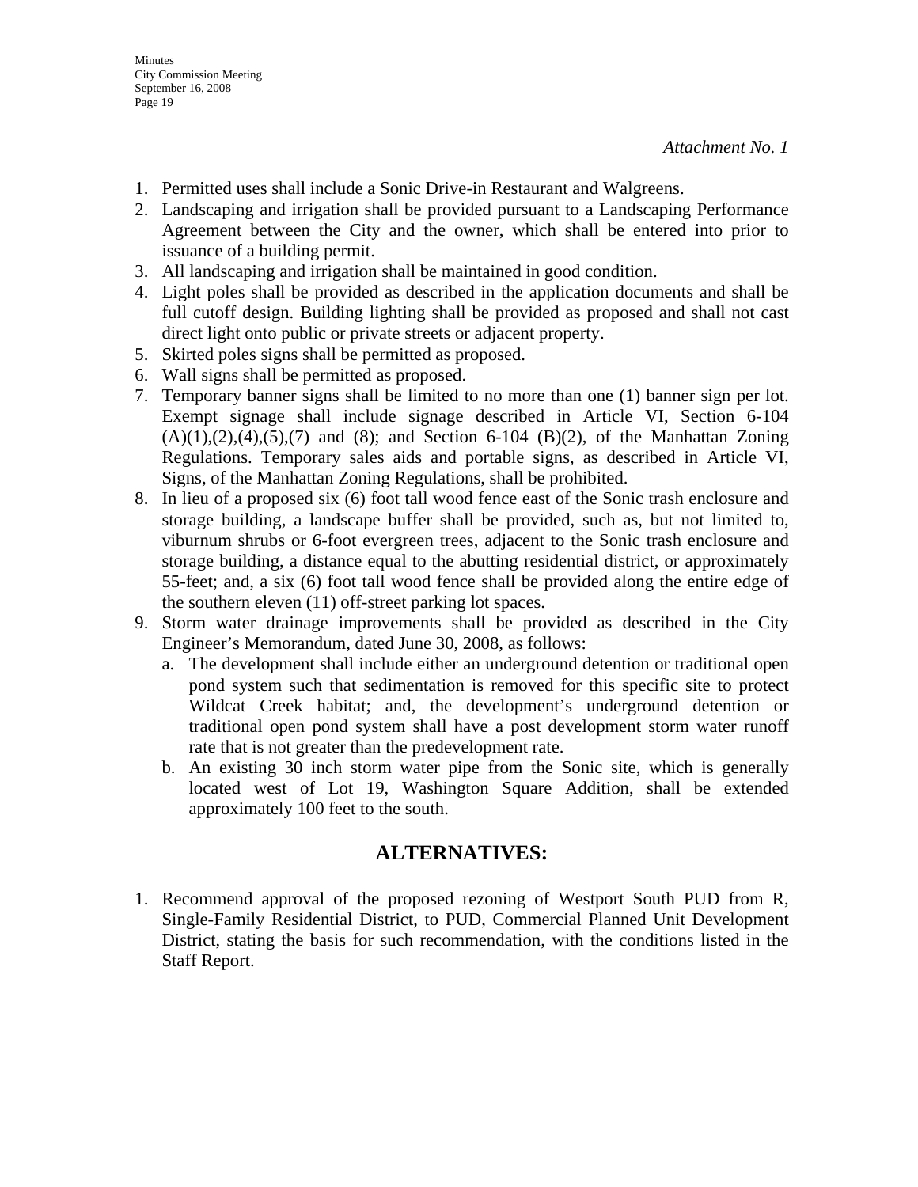*Attachment No. 1*

1. Permitted uses shall include a Sonic Drive-in Restaurant and Walgreens.
2. Landscaping and irrigation shall be provided pursuant to a Landscaping Performance Agreement between the City and the owner, which shall be entered into prior to issuance of a building permit.
3. All landscaping and irrigation shall be maintained in good condition.
4. Light poles shall be provided as described in the application documents and shall be full cutoff design. Building lighting shall be provided as proposed and shall not cast direct light onto public or private streets or adjacent property.
5. Skirted poles signs shall be permitted as proposed.
6. Wall signs shall be permitted as proposed.
7. Temporary banner signs shall be limited to no more than one (1) banner sign per lot. Exempt signage shall include signage described in Article VI, Section 6-104 (A)(1),(2),(4),(5),(7) and (8); and Section 6-104 (B)(2), of the Manhattan Zoning Regulations. Temporary sales aids and portable signs, as described in Article VI, Signs, of the Manhattan Zoning Regulations, shall be prohibited.
8. In lieu of a proposed six (6) foot tall wood fence east of the Sonic trash enclosure and storage building, a landscape buffer shall be provided, such as, but not limited to, viburnum shrubs or 6-foot evergreen trees, adjacent to the Sonic trash enclosure and storage building, a distance equal to the abutting residential district, or approximately 55-feet; and, a six (6) foot tall wood fence shall be provided along the entire edge of the southern eleven (11) off-street parking lot spaces.
9. Storm water drainage improvements shall be provided as described in the City Engineer's Memorandum, dated June 30, 2008, as follows:
   a. The development shall include either an underground detention or traditional open pond system such that sedimentation is removed for this specific site to protect Wildcat Creek habitat; and, the development's underground detention or traditional open pond system shall have a post development storm water runoff rate that is not greater than the predevelopment rate.
   b. An existing 30 inch storm water pipe from the Sonic site, which is generally located west of Lot 19, Washington Square Addition, shall be extended approximately 100 feet to the south.

## ALTERNATIVES:

1. Recommend approval of the proposed rezoning of Westport South PUD from R, Single-Family Residential District, to PUD, Commercial Planned Unit Development District, stating the basis for such recommendation, with the conditions listed in the Staff Report.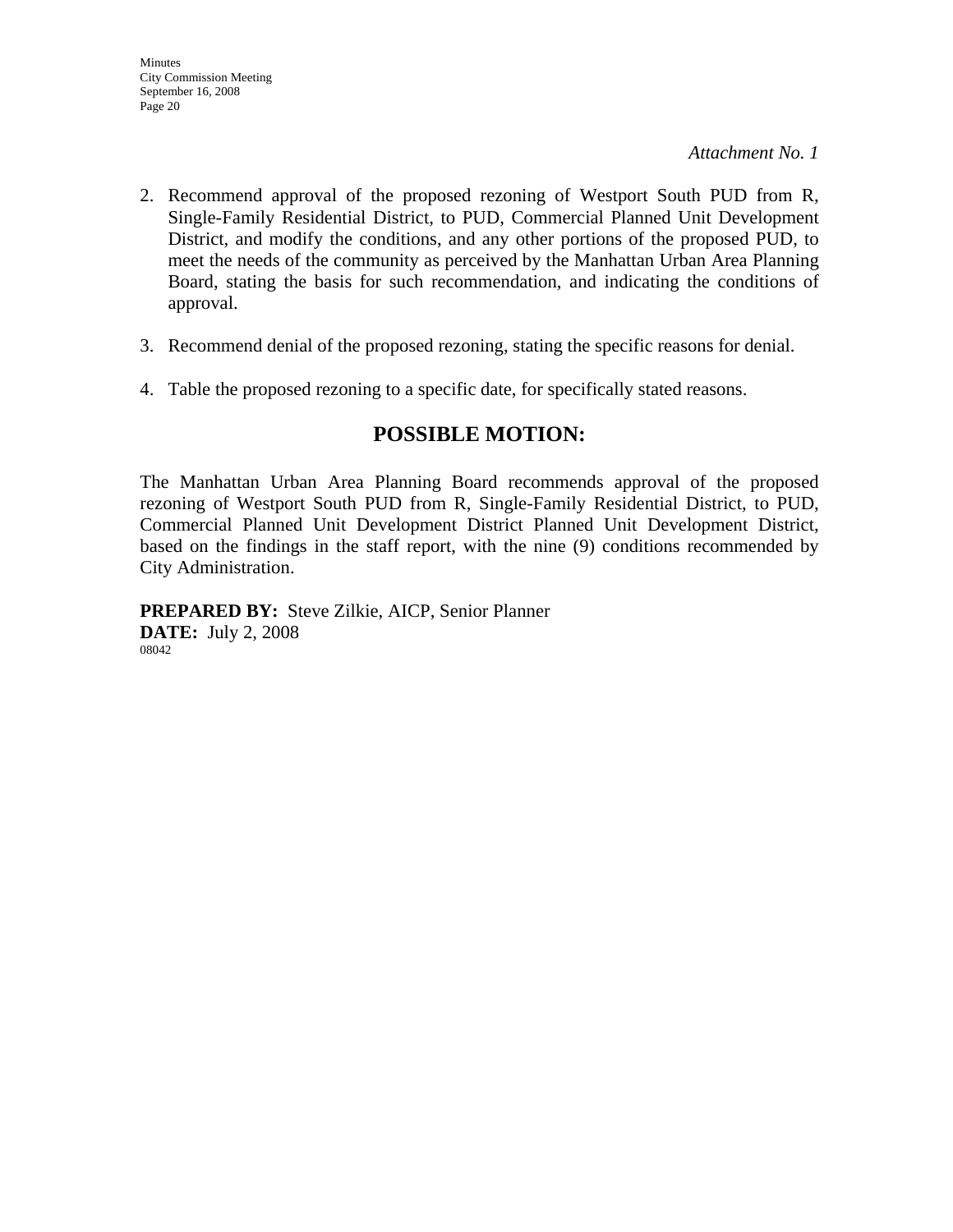*Attachment No. 1*

2. Recommend approval of the proposed rezoning of Westport South PUD from R, Single-Family Residential District, to PUD, Commercial Planned Unit Development District, and modify the conditions, and any other portions of the proposed PUD, to meet the needs of the community as perceived by the Manhattan Urban Area Planning Board, stating the basis for such recommendation, and indicating the conditions of approval.

3. Recommend denial of the proposed rezoning, stating the specific reasons for denial.

4. Table the proposed rezoning to a specific date, for specifically stated reasons.

## POSSIBLE MOTION:

The Manhattan Urban Area Planning Board recommends approval of the proposed rezoning of Westport South PUD from R, Single-Family Residential District, to PUD, Commercial Planned Unit Development District Planned Unit Development District, based on the findings in the staff report, with the nine (9) conditions recommended by City Administration.

**PREPARED BY:** Steve Zilkie, AICP, Senior Planner
**DATE:** July 2, 2008
08042